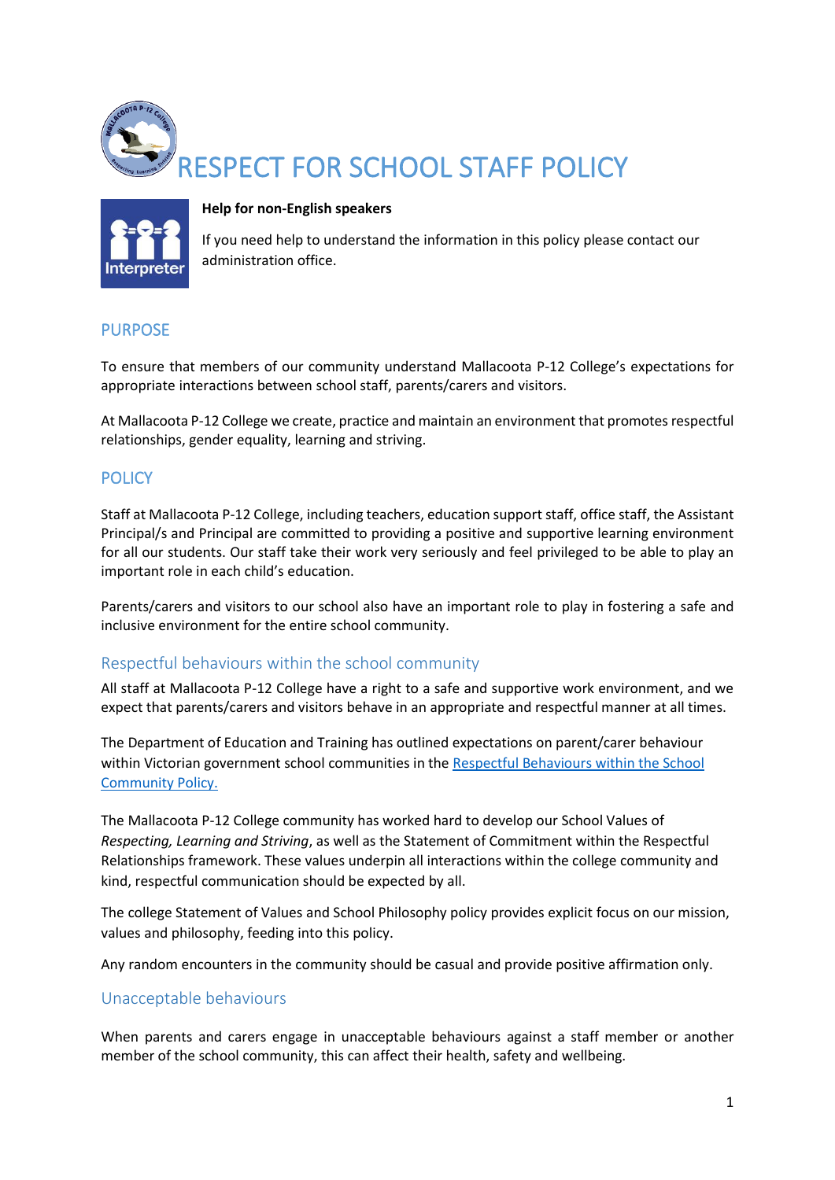# RESPECT FOR SCHOOL STAFF POLICY

**Help for non-English speakers**

If you need help to understand the information in this policy please contact our administration office.

## PURPOSE

To ensure that members of our community understand Mallacoota P-12 College's expectations for appropriate interactions between school staff, parents/carers and visitors.

At Mallacoota P-12 College we create, practice and maintain an environment that promotes respectful relationships, gender equality, learning and striving.

## POLICY

Staff at Mallacoota P-12 College, including teachers, education support staff, office staff, the Assistant Principal/s and Principal are committed to providing a positive and supportive learning environment for all our students. Our staff take their work very seriously and feel privileged to be able to play an important role in each child's education.

Parents/carers and visitors to our school also have an important role to play in fostering a safe and inclusive environment for the entire school community.

### Respectful behaviours within the school community

All staff at Mallacoota P-12 College have a right to a safe and supportive work environment, and we expect that parents/carers and visitors behave in an appropriate and respectful manner at all times.

The Department of Education and Training has outlined expectations on parent/carer behaviour within Victorian government school communities in the Respectful Behaviours within the School Community Policy.

The Mallacoota P-12 College community has worked hard to develop our School Values of *Respecting, Learning and Striving*, as well as the Statement of Commitment within the Respectful Relationships framework. These values underpin all interactions within the college community and kind, respectful communication should be expected by all.

The college Statement of Values and School Philosophy policy provides explicit focus on our mission, values and philosophy, feeding into this policy.

Any random encounters in the community should be casual and provide positive affirmation only.

### Unacceptable behaviours

When parents and carers engage in unacceptable behaviours against a staff member or another member of the school community, this can affect their health, safety and wellbeing.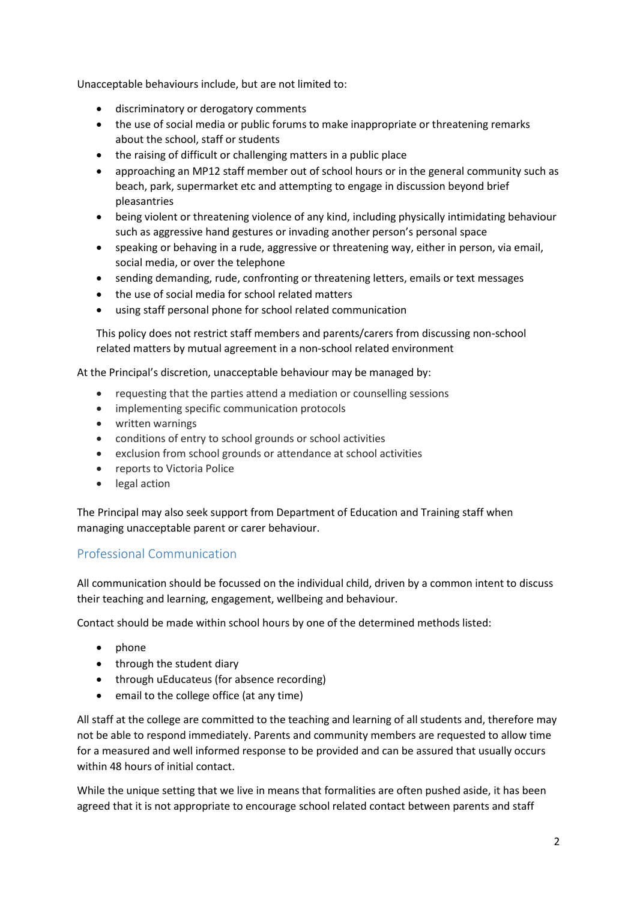Unacceptable behaviours include, but are not limited to:

- discriminatory or derogatory comments
- the use of social media or public forums to make inappropriate or threatening remarks about the school, staff or students
- the raising of difficult or challenging matters in a public place
- approaching an MP12 staff member out of school hours or in the general community such as beach, park, supermarket etc and attempting to engage in discussion beyond brief pleasantries
- being violent or threatening violence of any kind, including physically intimidating behaviour such as aggressive hand gestures or invading another person's personal space
- speaking or behaving in a rude, aggressive or threatening way, either in person, via email, social media, or over the telephone
- sending demanding, rude, confronting or threatening letters, emails or text messages
- the use of social media for school related matters
- using staff personal phone for school related communication

This policy does not restrict staff members and parents/carers from discussing non-school related matters by mutual agreement in a non-school related environment

At the Principal's discretion, unacceptable behaviour may be managed by:

- requesting that the parties attend a mediation or counselling sessions
- implementing specific communication protocols
- written warnings
- conditions of entry to school grounds or school activities
- exclusion from school grounds or attendance at school activities
- reports to Victoria Police
- legal action

The Principal may also seek support from Department of Education and Training staff when managing unacceptable parent or carer behaviour.

## Professional Communication

All communication should be focussed on the individual child, driven by a common intent to discuss their teaching and learning, engagement, wellbeing and behaviour.

Contact should be made within school hours by one of the determined methods listed:

- phone
- through the student diary
- through uEducateus (for absence recording)
- email to the college office (at any time)

All staff at the college are committed to the teaching and learning of all students and, therefore may not be able to respond immediately. Parents and community members are requested to allow time for a measured and well informed response to be provided and can be assured that usually occurs within 48 hours of initial contact.

While the unique setting that we live in means that formalities are often pushed aside, it has been agreed that it is not appropriate to encourage school related contact between parents and staff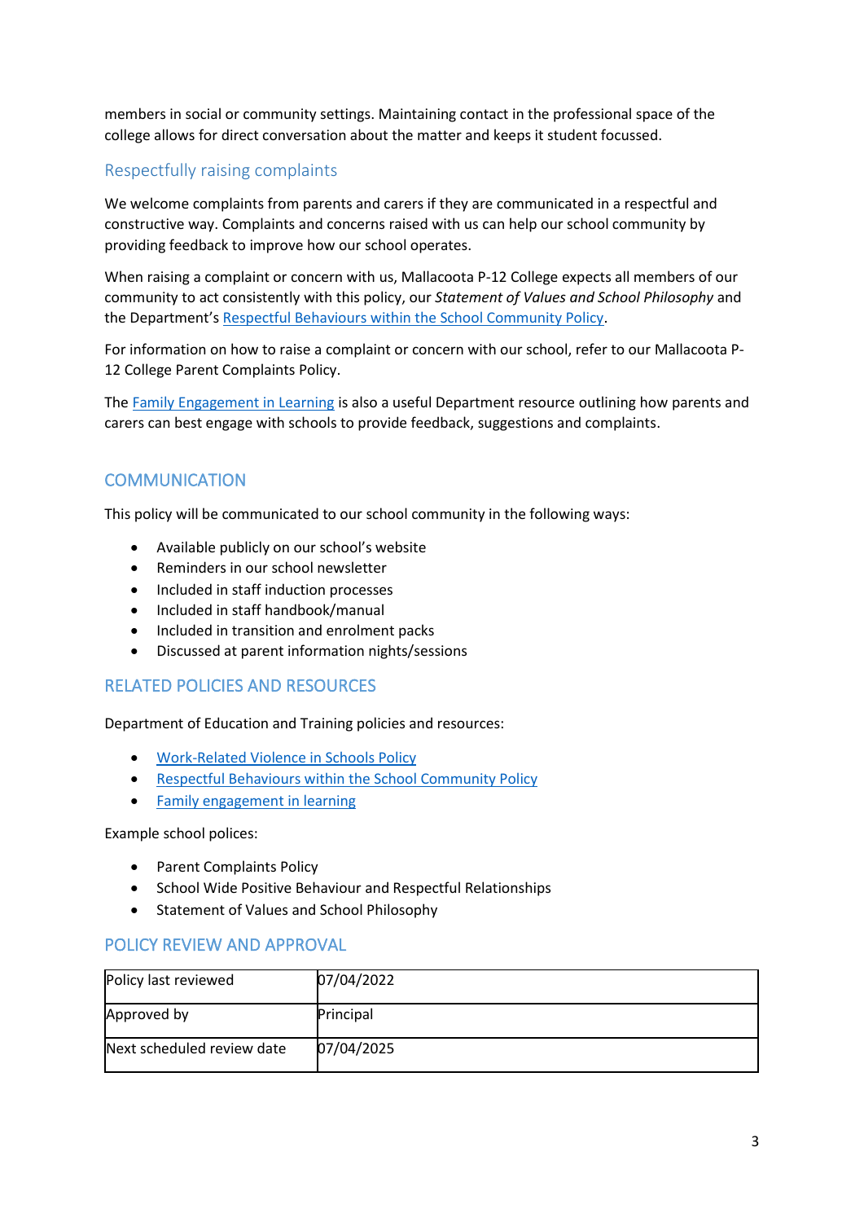members in social or community settings. Maintaining contact in the professional space of the college allows for direct conversation about the matter and keeps it student focussed.

### Respectfully raising complaints

We welcome complaints from parents and carers if they are communicated in a respectful and constructive way. Complaints and concerns raised with us can help our school community by providing feedback to improve how our school operates.

When raising a complaint or concern with us, Mallacoota P-12 College expects all members of our community to act consistently with this policy, our *Statement of Values and School Philosophy* and the Department's Respectful Behaviours within the School Community Policy.

For information on how to raise a complaint or concern with our school, refer to our Mallacoota P-12 College Parent Complaints Policy.

The Family Engagement in Learning is also a useful Department resource outlining how parents and carers can best engage with schools to provide feedback, suggestions and complaints.

## COMMUNICATION

This policy will be communicated to our school community in the following ways:

- Available publicly on our school's website
- Reminders in our school newsletter
- Included in staff induction processes
- Included in staff handbook/manual
- Included in transition and enrolment packs
- Discussed at parent information nights/sessions

## RELATED POLICIES AND RESOURCES

Department of Education and Training policies and resources:

- Work-Related Violence in Schools Policy
- Respectful Behaviours within the School Community Policy
- Family engagement in learning

Example school polices:

- Parent Complaints Policy
- School Wide Positive Behaviour and Respectful Relationships
- Statement of Values and School Philosophy

## POLICY REVIEW AND APPROVAL

| | |
|---|---|
| Policy last reviewed | 07/04/2022 |
| Approved by | Principal |
| Next scheduled review date | 07/04/2025 |